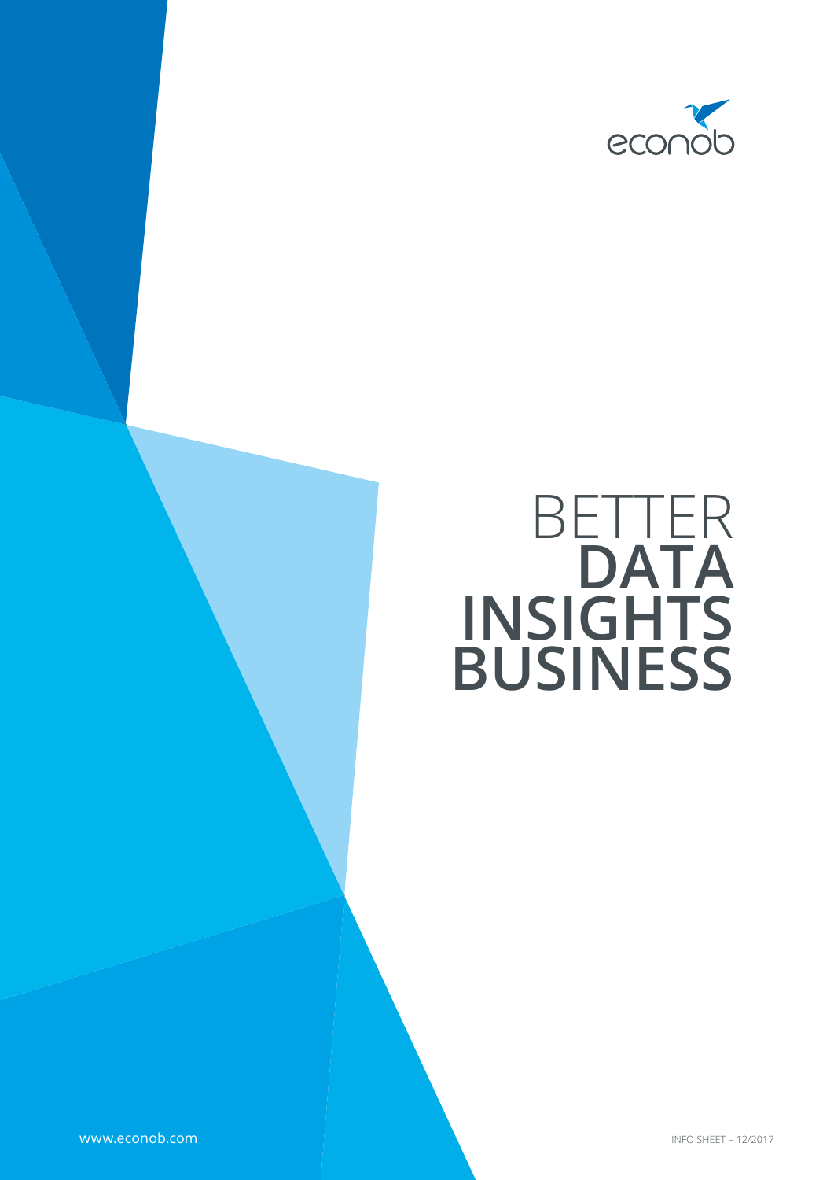econob

# BETTER **DATA** **INSIGHTS** **BUSINESS**

www.econob.com

INFO SHEET – 12/2017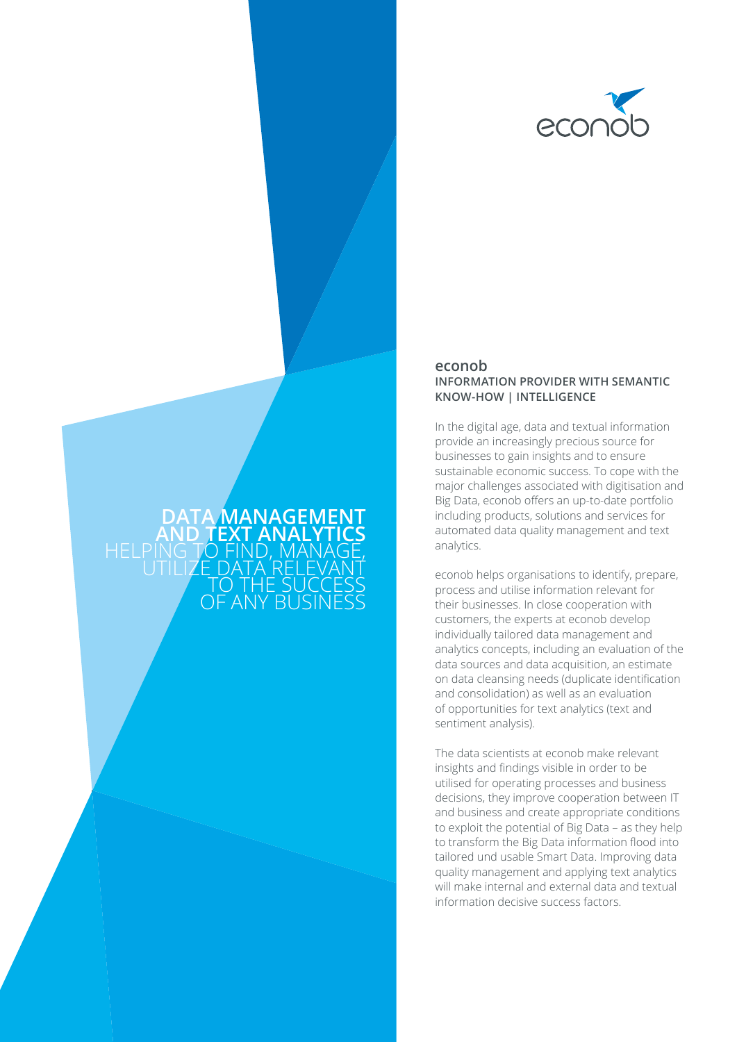# DATA MANAGEMENT AND TEXT ANALYTICS

HELPING TO FIND, MANAGE, UTILIZE DATA RELEVANT TO THE SUCCESS OF ANY BUSINESS

econob

## econob

**INFORMATION PROVIDER WITH SEMANTIC KNOW-HOW | INTELLIGENCE**

In the digital age, data and textual information provide an increasingly precious source for businesses to gain insights and to ensure sustainable economic success. To cope with the major challenges associated with digitisation and Big Data, econob offers an up-to-date portfolio including products, solutions and services for automated data quality management and text analytics.

econob helps organisations to identify, prepare, process and utilise information relevant for their businesses. In close cooperation with customers, the experts at econob develop individually tailored data management and analytics concepts, including an evaluation of the data sources and data acquisition, an estimate on data cleansing needs (duplicate identification and consolidation) as well as an evaluation of opportunities for text analytics (text and sentiment analysis).

The data scientists at econob make relevant insights and findings visible in order to be utilised for operating processes and business decisions, they improve cooperation between IT and business and create appropriate conditions to exploit the potential of Big Data – as they help to transform the Big Data information flood into tailored und usable Smart Data. Improving data quality management and applying text analytics will make internal and external data and textual information decisive success factors.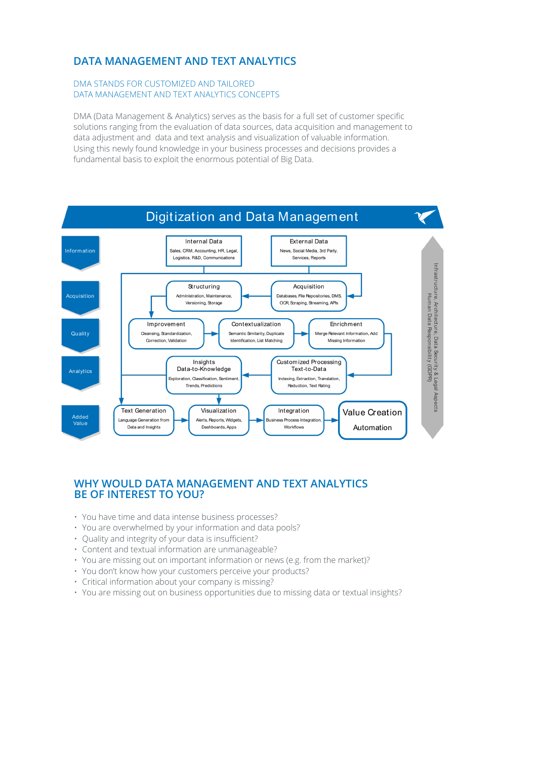# DATA MANAGEMENT AND TEXT ANALYTICS

## DMA STANDS FOR CUSTOMIZED AND TAILORED DATA MANAGEMENT AND TEXT ANALYTICS CONCEPTS

DMA (Data Management & Analytics) serves as the basis for a full set of customer specific solutions ranging from the evaluation of data sources, data acquisition and management to data adjustment and data and text analysis and visualization of valuable information. Using this newly found knowledge in your business processes and decisions provides a fundamental basis to exploit the enormous potential of Big Data.

**Digitization and Data Management**

- **Information**
  - Internal Data: Sales, CRM, Accounting, HR, Legal, Logistics, R&D, Communications
  - External Data: News, Social Media, 3rd Party, Services, Reports
- **Acquisition**
  - Structuring: Administration, Maintenance, Versioning, Storage
  - Acquisition: Databases, File Repositories, DMS, OCR, Scraping, Streaming, APIs
- **Quality**
  - Improvement: Cleansing, Standardization, Correction, Validation
  - Contextualization: Semantic Similarity, Duplicate Identification, List Matching
  - Enrichment: Merge Relevant Information, Add Missing Information
- **Analytics**
  - Insights – Data-to-Knowledge: Exploration, Classification, Sentiment, Trends, Predictions
  - Customized Processing – Text-to-Data: Indexing, Extraction, Translation, Reduction, Text Rating
- **Added Value**
  - Text Generation: Language Generation from Data and Insights
  - Visualization: Alerts, Reports, Widgets, Dashboards, Apps
  - Integration: Business Process Integration, Workflows
  - Value Creation – Automation

Infrastructure, Architecture, Data Security & Legal Aspects
Human Data Responsibility (GDPR)

## WHY WOULD DATA MANAGEMENT AND TEXT ANALYTICS BE OF INTEREST TO YOU?

- You have time and data intense business processes?
- You are overwhelmed by your information and data pools?
- Quality and integrity of your data is insufficient?
- Content and textual information are unmanageable?
- You are missing out on important information or news (e.g. from the market)?
- You don't know how your customers perceive your products?
- Critical information about your company is missing?
- You are missing out on business opportunities due to missing data or textual insights?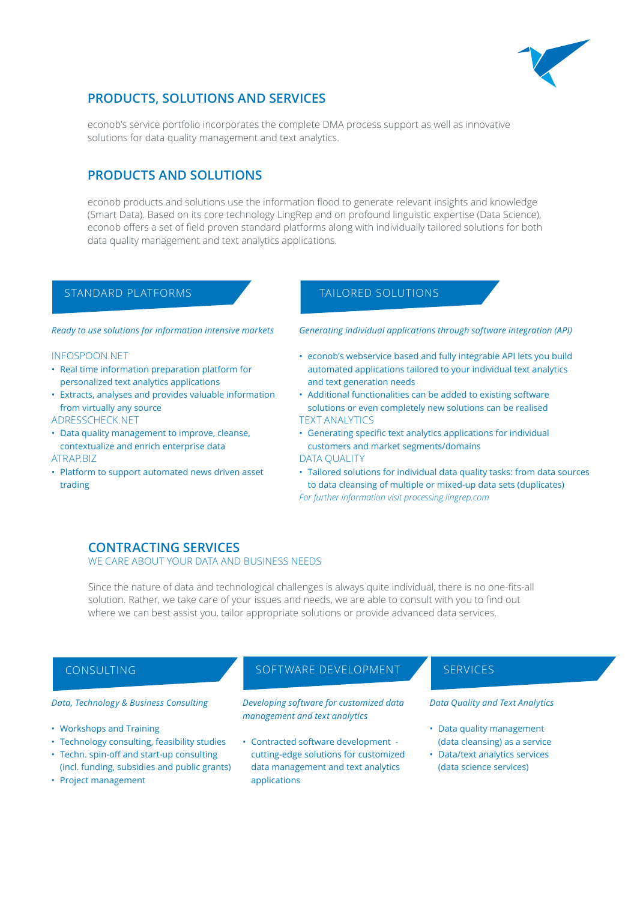## PRODUCTS, SOLUTIONS AND SERVICES

econob's service portfolio incorporates the complete DMA process support as well as innovative solutions for data quality management and text analytics.

## PRODUCTS AND SOLUTIONS

econob products and solutions use the information flood to generate relevant insights and knowledge (Smart Data). Based on its core technology LingRep and on profound linguistic expertise (Data Science), econob offers a set of field proven standard platforms along with individually tailored solutions for both data quality management and text analytics applications.

### STANDARD PLATFORMS

*Ready to use solutions for information intensive markets*

INFOSPOON.NET
- Real time information preparation platform for personalized text analytics applications
- Extracts, analyses and provides valuable information from virtually any source

ADRESSCHECK.NET
- Data quality management to improve, cleanse, contextualize and enrich enterprise data

ATRAP.BIZ
- Platform to support automated news driven asset trading

### TAILORED SOLUTIONS

*Generating individual applications through software integration (API)*

- econob's webservice based and fully integrable API lets you build automated applications tailored to your individual text analytics and text generation needs
- Additional functionalities can be added to existing software solutions or even completely new solutions can be realised

TEXT ANALYTICS
- Generating specific text analytics applications for individual customers and market segments/domains

DATA QUALITY
- Tailored solutions for individual data quality tasks: from data sources to data cleansing of multiple or mixed-up data sets (duplicates)

*For further information visit processing.lingrep.com*

## CONTRACTING SERVICES

WE CARE ABOUT YOUR DATA AND BUSINESS NEEDS

Since the nature of data and technological challenges is always quite individual, there is no one-fits-all solution. Rather, we take care of your issues and needs, we are able to consult with you to find out where we can best assist you, tailor appropriate solutions or provide advanced data services.

### CONSULTING

*Data, Technology & Business Consulting*

- Workshops and Training
- Technology consulting, feasibility studies
- Techn. spin-off and start-up consulting (incl. funding, subsidies and public grants)
- Project management

### SOFTWARE DEVELOPMENT

*Developing software for customized data management and text analytics*

- Contracted software development - cutting-edge solutions for customized data management and text analytics applications

### SERVICES

*Data Quality and Text Analytics*

- Data quality management (data cleansing) as a service
- Data/text analytics services (data science services)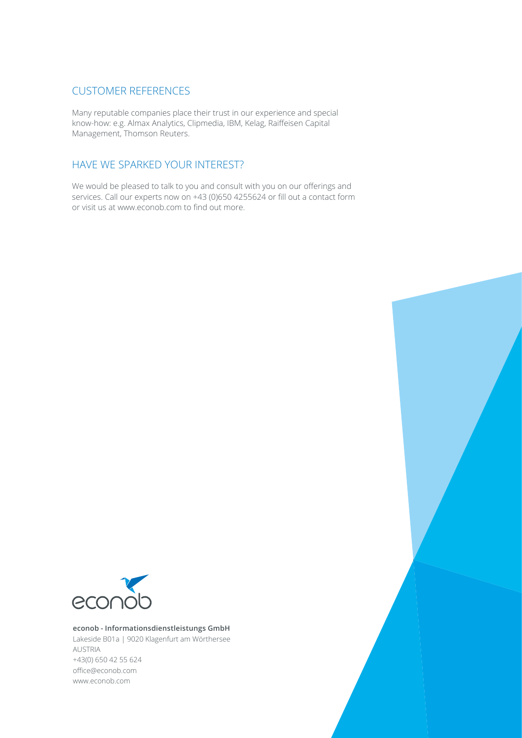## CUSTOMER REFERENCES

Many reputable companies place their trust in our experience and special know-how: e.g. Almax Analytics, Clipmedia, IBM, Kelag, Raiffeisen Capital Management, Thomson Reuters.

## HAVE WE SPARKED YOUR INTEREST?

We would be pleased to talk to you and consult with you on our offerings and services. Call our experts now on +43 (0)650 4255624 or fill out a contact form or visit us at www.econob.com to find out more.

econob

**econob - Informationsdienstleistungs GmbH**
Lakeside B01a | 9020 Klagenfurt am Wörthersee
AUSTRIA
+43(0) 650 42 55 624
office@econob.com
www.econob.com